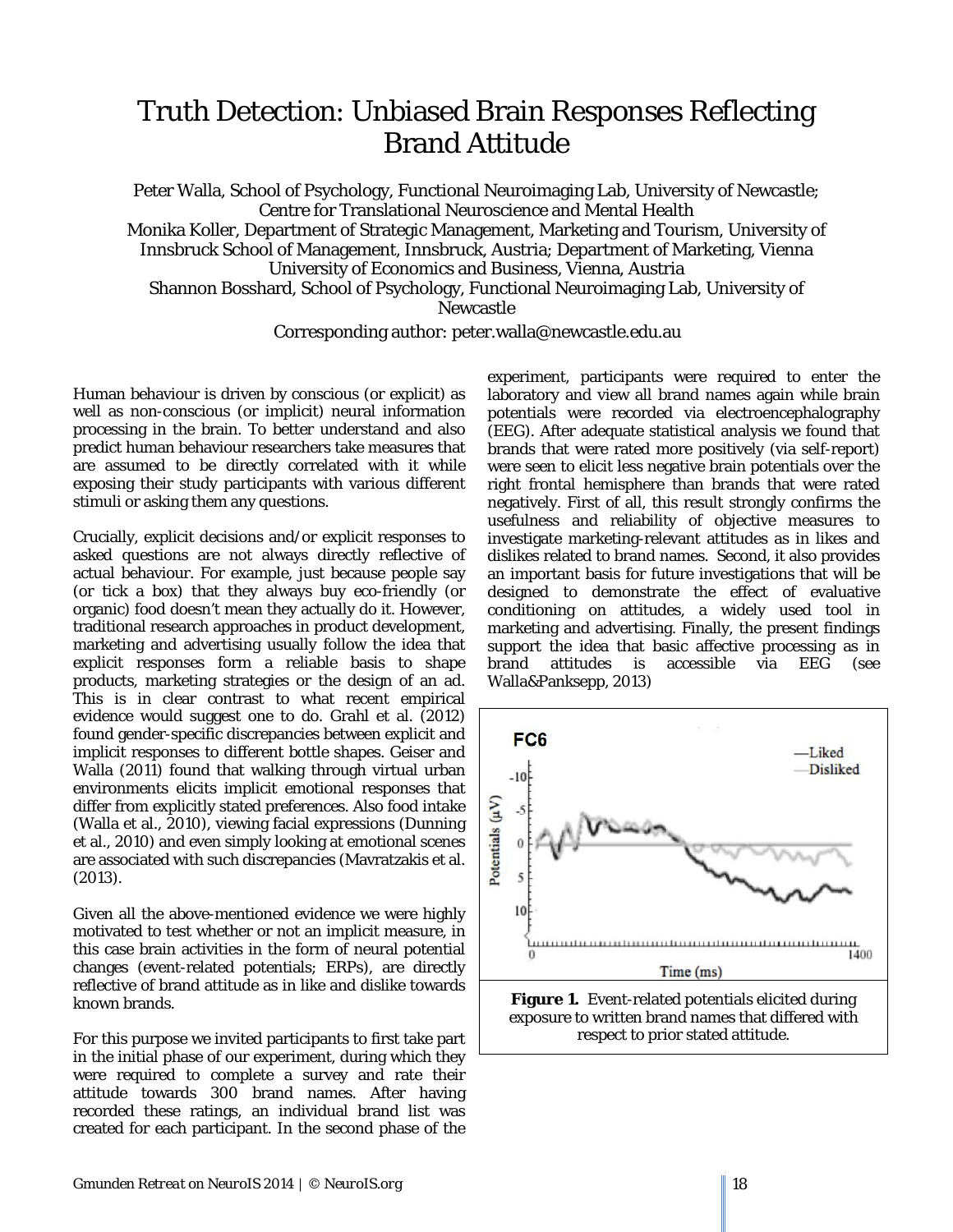# Truth Detection: Unbiased Brain Responses Reflecting Brand Attitude

Peter Walla, School of Psychology, Functional Neuroimaging Lab, University of Newcastle; Centre for Translational Neuroscience and Mental Health
Monika Koller, Department of Strategic Management, Marketing and Tourism, University of Innsbruck School of Management, Innsbruck, Austria; Department of Marketing, Vienna University of Economics and Business, Vienna, Austria
Shannon Bosshard, School of Psychology, Functional Neuroimaging Lab, University of Newcastle

Corresponding author: peter.walla@newcastle.edu.au

Human behaviour is driven by conscious (or explicit) as well as non-conscious (or implicit) neural information processing in the brain. To better understand and also predict human behaviour researchers take measures that are assumed to be directly correlated with it while exposing their study participants with various different stimuli or asking them any questions.

Crucially, explicit decisions and/or explicit responses to asked questions are not always directly reflective of actual behaviour. For example, just because people say (or tick a box) that they always buy eco-friendly (or organic) food doesn't mean they actually do it. However, traditional research approaches in product development, marketing and advertising usually follow the idea that explicit responses form a reliable basis to shape products, marketing strategies or the design of an ad. This is in clear contrast to what recent empirical evidence would suggest one to do. Grahl et al. (2012) found gender-specific discrepancies between explicit and implicit responses to different bottle shapes. Geiser and Walla (2011) found that walking through virtual urban environments elicits implicit emotional responses that differ from explicitly stated preferences. Also food intake (Walla et al., 2010), viewing facial expressions (Dunning et al., 2010) and even simply looking at emotional scenes are associated with such discrepancies (Mavratzakis et al. (2013).

Given all the above-mentioned evidence we were highly motivated to test whether or not an implicit measure, in this case brain activities in the form of neural potential changes (event-related potentials; ERPs), are directly reflective of brand attitude as in like and dislike towards known brands.

For this purpose we invited participants to first take part in the initial phase of our experiment, during which they were required to complete a survey and rate their attitude towards 300 brand names. After having recorded these ratings, an individual brand list was created for each participant. In the second phase of the experiment, participants were required to enter the laboratory and view all brand names again while brain potentials were recorded via electroencephalography (EEG). After adequate statistical analysis we found that brands that were rated more positively (via self-report) were seen to elicit less negative brain potentials over the right frontal hemisphere than brands that were rated negatively. First of all, this result strongly confirms the usefulness and reliability of objective measures to investigate marketing-relevant attitudes as in likes and dislikes related to brand names. Second, it also provides an important basis for future investigations that will be designed to demonstrate the effect of evaluative conditioning on attitudes, a widely used tool in marketing and advertising. Finally, the present findings support the idea that basic affective processing as in brand attitudes is accessible via EEG (see Walla&Panksepp, 2013)

**Figure 1.** Event-related potentials elicited during exposure to written brand names that differed with respect to prior stated attitude.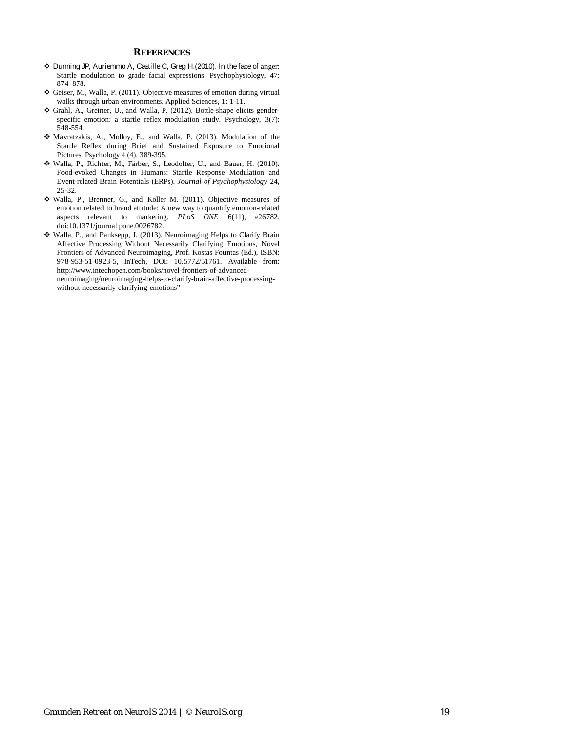## REFERENCES

- Dunning JP, Auriemmo A, Castille C, Greg H.(2010). In the face of anger: Startle modulation to grade facial expressions. Psychophysiology, 47: 874–878.
- Geiser, M., Walla, P. (2011). Objective measures of emotion during virtual walks through urban environments. Applied Sciences, 1: 1-11.
- Grahl, A., Greiner, U., and Walla, P. (2012). Bottle-shape elicits gender-specific emotion: a startle reflex modulation study. Psychology, 3(7): 548-554.
- Mavratzakis, A., Molloy, E., and Walla, P. (2013). Modulation of the Startle Reflex during Brief and Sustained Exposure to Emotional Pictures. Psychology 4 (4), 389-395.
- Walla, P., Richter, M., Färber, S., Leodolter, U., and Bauer, H. (2010). Food-evoked Changes in Humans: Startle Response Modulation and Event-related Brain Potentials (ERPs). *Journal of Psychophysiology* 24, 25-32.
- Walla, P., Brenner, G., and Koller M. (2011). Objective measures of emotion related to brand attitude: A new way to quantify emotion-related aspects relevant to marketing. *PLoS ONE* 6(11), e26782. doi:10.1371/journal.pone.0026782.
- Walla, P., and Panksepp, J. (2013). Neuroimaging Helps to Clarify Brain Affective Processing Without Necessarily Clarifying Emotions, Novel Frontiers of Advanced Neuroimaging, Prof. Kostas Fountas (Ed.), ISBN: 978-953-51-0923-5, InTech, DOI: 10.5772/51761. Available from: http://www.intechopen.com/books/novel-frontiers-of-advanced-neuroimaging/neuroimaging-helps-to-clarify-brain-affective-processing-without-necessarily-clarifying-emotions"